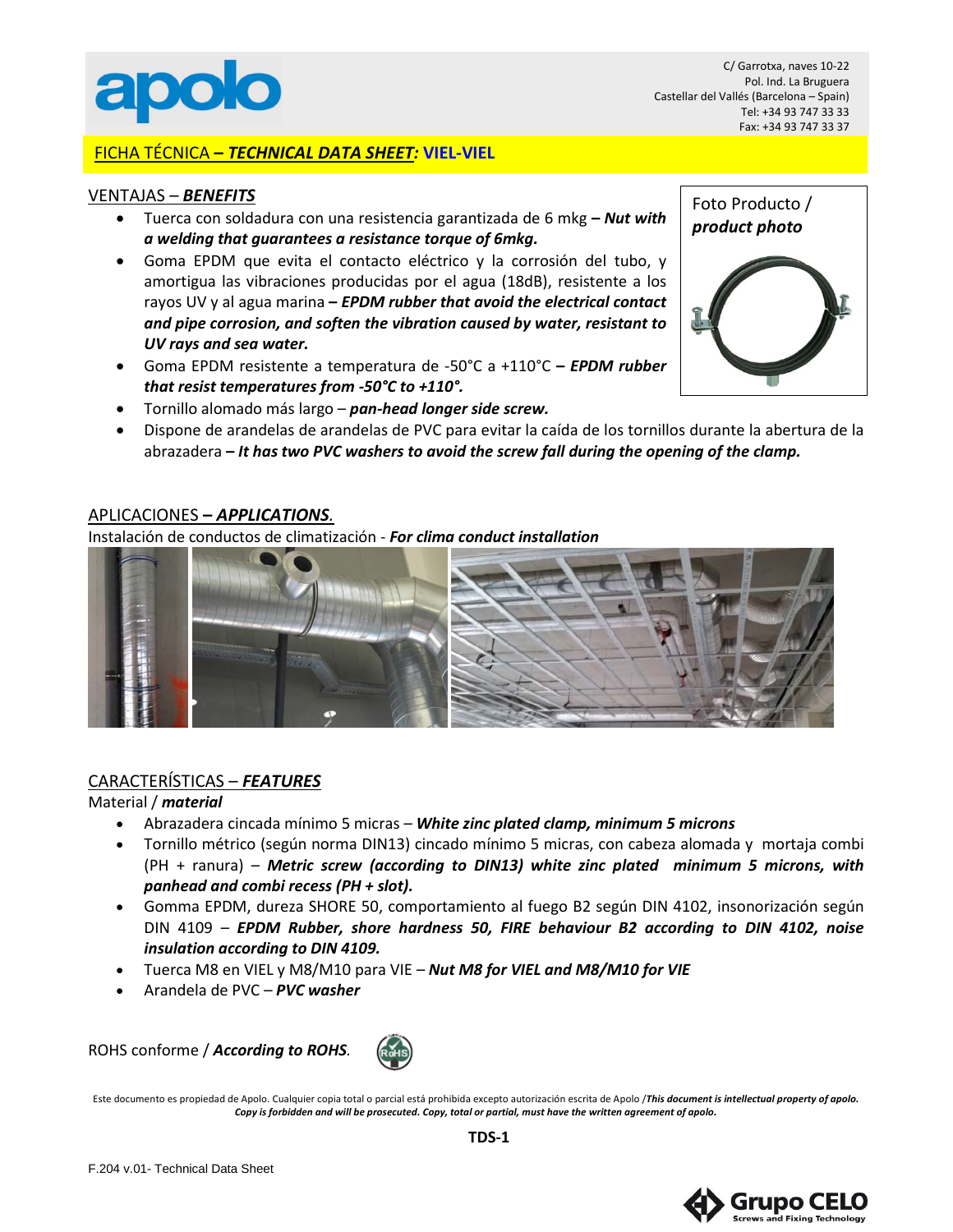C/ Garrotxa, naves 10-22
Pol. Ind. La Bruguera
Castellar del Vallés (Barcelona – Spain)
Tel: +34 93 747 33 33
Fax: +34 93 747 33 37

# FICHA TÉCNICA – ***TECHNICAL DATA SHEET***: **VIEL-VIEL**

## VENTAJAS – ***BENEFITS***

Foto Producto / ***product photo***

- Tuerca con soldadura con una resistencia garantizada de 6 mkg – ***Nut with a welding that guarantees a resistance torque of 6mkg.***
- Goma EPDM que evita el contacto eléctrico y la corrosión del tubo, y amortigua las vibraciones producidas por el agua (18dB), resistente a los rayos UV y al agua marina – ***EPDM rubber that avoid the electrical contact and pipe corrosion, and soften the vibration caused by water, resistant to UV rays and sea water.***
- Goma EPDM resistente a temperatura de -50°C a +110°C – ***EPDM rubber that resist temperatures from -50°C to +110°.***
- Tornillo alomado más largo – ***pan-head longer side screw.***
- Dispone de arandelas de arandelas de PVC para evitar la caída de los tornillos durante la abertura de la abrazadera – ***It has two PVC washers to avoid the screw fall during the opening of the clamp.***

## APLICACIONES – ***APPLICATIONS.***

Instalación de conductos de climatización - ***For clima conduct installation***

## CARACTERÍSTICAS – ***FEATURES***

Material / ***material***

- Abrazadera cincada mínimo 5 micras – ***White zinc plated clamp, minimum 5 microns***
- Tornillo métrico (según norma DIN13) cincado mínimo 5 micras, con cabeza alomada y mortaja combi (PH + ranura) – ***Metric screw (according to DIN13) white zinc plated minimum 5 microns, with panhead and combi recess (PH + slot).***
- Gomma EPDM, dureza SHORE 50, comportamiento al fuego B2 según DIN 4102, insonorización según DIN 4109 – ***EPDM Rubber, shore hardness 50, FIRE behaviour B2 according to DIN 4102, noise insulation according to DIN 4109.***
- Tuerca M8 en VIEL y M8/M10 para VIE – ***Nut M8 for VIEL and M8/M10 for VIE***
- Arandela de PVC – ***PVC washer***

ROHS conforme / ***According to ROHS.***

Este documento es propiedad de Apolo. Cualquier copia total o parcial está prohibida excepto autorización escrita de Apolo /***This document is intellectual property of apolo. Copy is forbidden and will be prosecuted. Copy, total or partial, must have the written agreement of apolo.***

**TDS-1**

F.204 v.01- Technical Data Sheet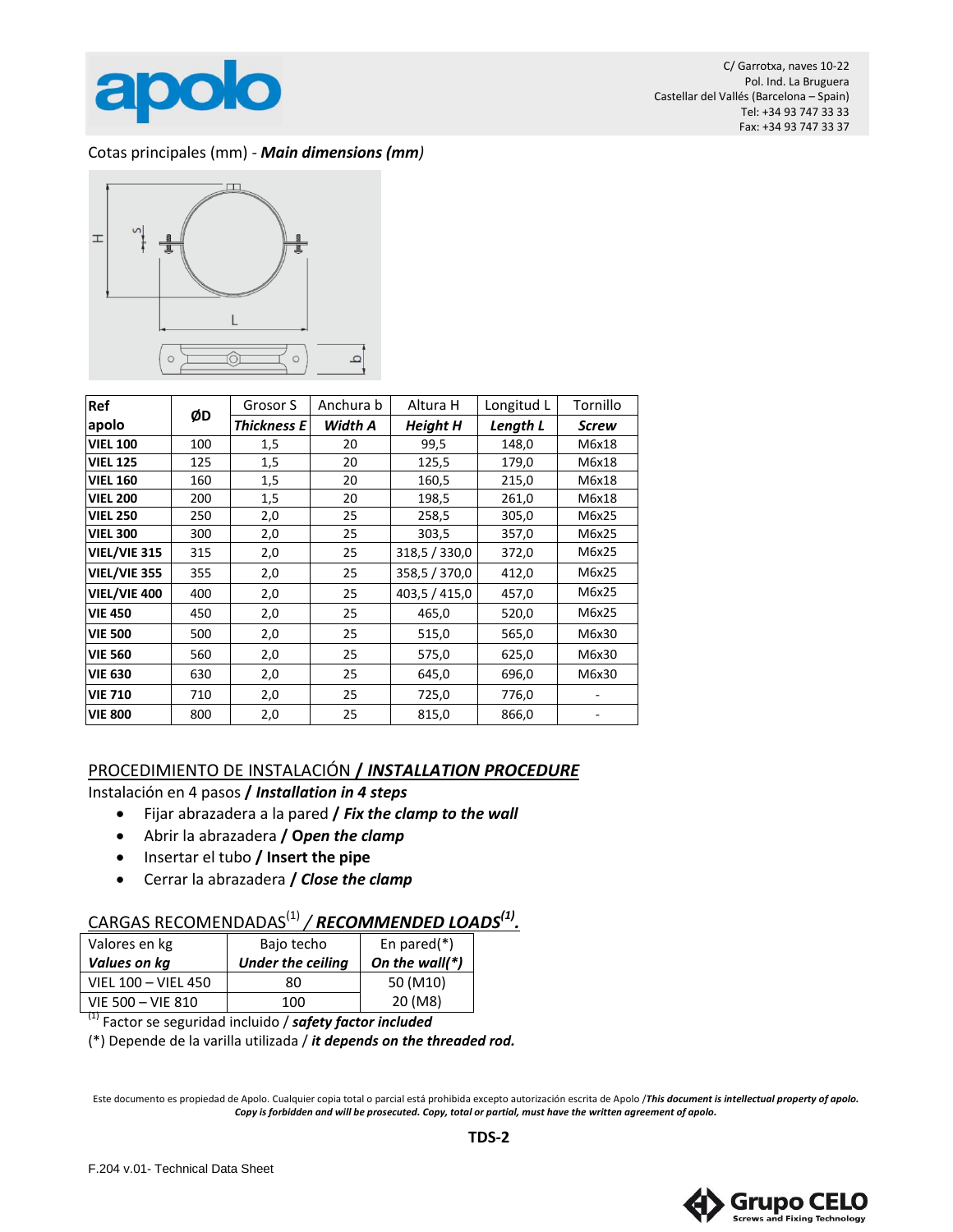Cotas principales (mm) - ***Main dimensions (mm)***

H

S

L

b

| Ref apolo | ØD | Grosor S *Thickness E* | Anchura b *Width A* | Altura H *Height H* | Longitud L *Length L* | Tornillo *Screw* |
|---|---|---|---|---|---|---|
| **VIEL 100** | 100 | 1,5 | 20 | 99,5 | 148,0 | M6x18 |
| **VIEL 125** | 125 | 1,5 | 20 | 125,5 | 179,0 | M6x18 |
| **VIEL 160** | 160 | 1,5 | 20 | 160,5 | 215,0 | M6x18 |
| **VIEL 200** | 200 | 1,5 | 20 | 198,5 | 261,0 | M6x18 |
| **VIEL 250** | 250 | 2,0 | 25 | 258,5 | 305,0 | M6x25 |
| **VIEL 300** | 300 | 2,0 | 25 | 303,5 | 357,0 | M6x25 |
| **VIEL/VIE 315** | 315 | 2,0 | 25 | 318,5 / 330,0 | 372,0 | M6x25 |
| **VIEL/VIE 355** | 355 | 2,0 | 25 | 358,5 / 370,0 | 412,0 | M6x25 |
| **VIEL/VIE 400** | 400 | 2,0 | 25 | 403,5 / 415,0 | 457,0 | M6x25 |
| **VIE 450** | 450 | 2,0 | 25 | 465,0 | 520,0 | M6x25 |
| **VIE 500** | 500 | 2,0 | 25 | 515,0 | 565,0 | M6x30 |
| **VIE 560** | 560 | 2,0 | 25 | 575,0 | 625,0 | M6x30 |
| **VIE 630** | 630 | 2,0 | 25 | 645,0 | 696,0 | M6x30 |
| **VIE 710** | 710 | 2,0 | 25 | 725,0 | 776,0 | - |
| **VIE 800** | 800 | 2,0 | 25 | 815,0 | 866,0 | - |

## PROCEDIMIENTO DE INSTALACIÓN ***/ INSTALLATION PROCEDURE***

Instalación en 4 pasos ***/ Installation in 4 steps***

- Fijar abrazadera a la pared ***/ Fix the clamp to the wall***
- Abrir la abrazadera **/ Open the clamp**
- Insertar el tubo **/ Insert the pipe**
- Cerrar la abrazadera ***/ Close the clamp***

## CARGAS RECOMENDADAS[1] / ***RECOMMENDED LOADS[1].***

| Valores en kg *Values on kg* | Bajo techo *Under the ceiling* | En pared(*) *On the wall(*)* |
|---|---|---|
| VIEL 100 – VIEL 450 | 80 | 50 (M10) |
| VIE 500 – VIE 810 | 100 | 20 (M8) |

[1] Factor se seguridad incluido / ***safety factor included***

(*) Depende de la varilla utilizada / ***it depends on the threaded rod.***

Este documento es propiedad de Apolo. Cualquier copia total o parcial está prohibida excepto autorización escrita de Apolo /***This document is intellectual property of apolo. Copy is forbidden and will be prosecuted. Copy, total or partial, must have the written agreement of apolo.***

**TDS-2**